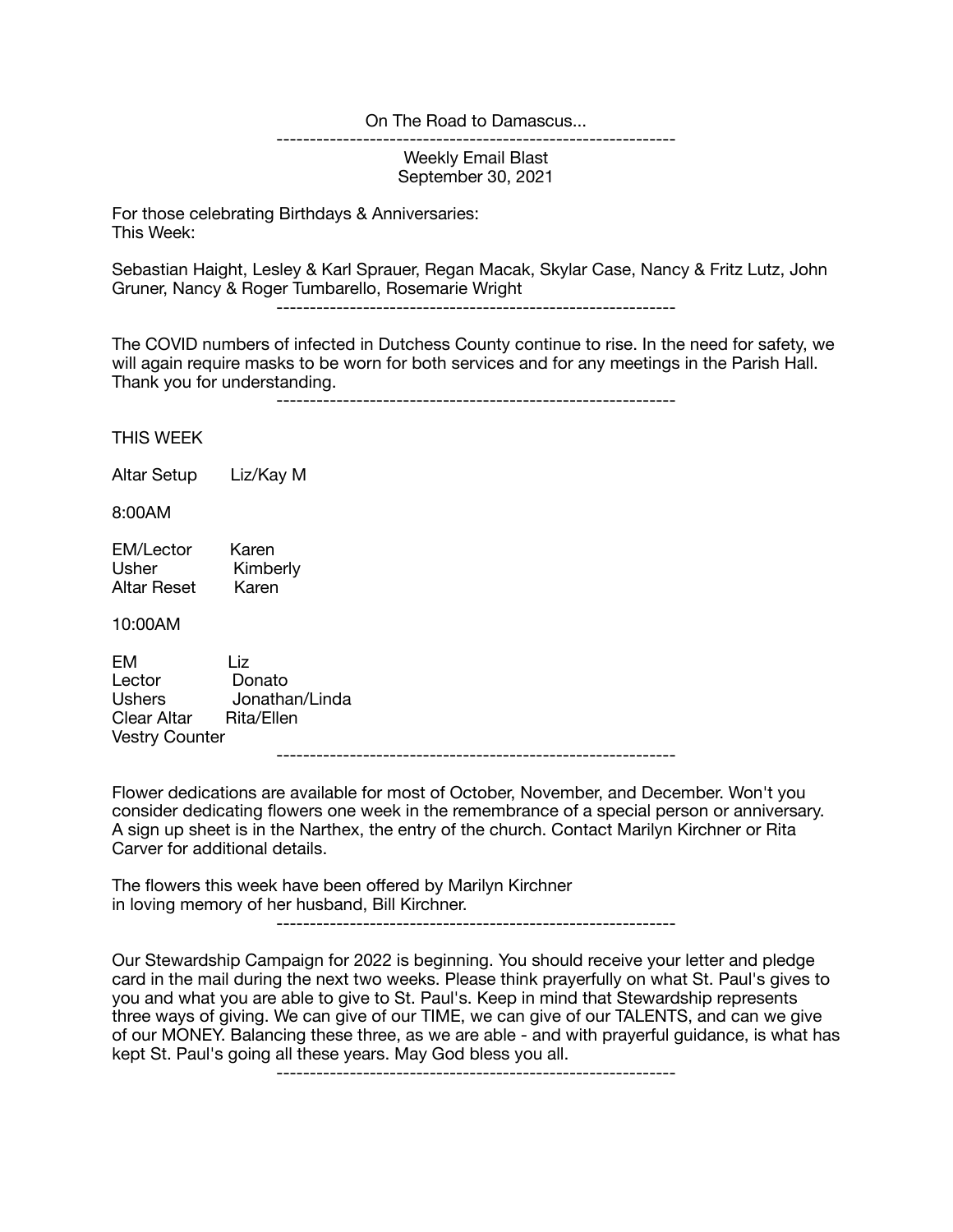On The Road to Damascus...

---

Weekly Email Blast
September 30, 2021

For those celebrating Birthdays & Anniversaries:
This Week:

Sebastian Haight, Lesley & Karl Sprauer, Regan Macak, Skylar Case, Nancy & Fritz Lutz, John Gruner, Nancy & Roger Tumbarello, Rosemarie Wright

---

The COVID numbers of infected in Dutchess County continue to rise. In the need for safety, we will again require masks to be worn for both services and for any meetings in the Parish Hall. Thank you for understanding.

---

THIS WEEK

Altar Setup    Liz/Kay M

8:00AM

EM/Lector    Karen
Usher    Kimberly
Altar Reset    Karen

10:00AM

EM    Liz
Lector    Donato
Ushers    Jonathan/Linda
Clear Altar    Rita/Ellen
Vestry Counter

---

Flower dedications are available for most of October, November, and December. Won't you consider dedicating flowers one week in the remembrance of a special person or anniversary. A sign up sheet is in the Narthex, the entry of the church. Contact Marilyn Kirchner or Rita Carver for additional details.

The flowers this week have been offered by Marilyn Kirchner
in loving memory of her husband, Bill Kirchner.

---

Our Stewardship Campaign for 2022 is beginning. You should receive your letter and pledge card in the mail during the next two weeks. Please think prayerfully on what St. Paul's gives to you and what you are able to give to St. Paul's. Keep in mind that Stewardship represents three ways of giving. We can give of our TIME, we can give of our TALENTS, and can we give of our MONEY. Balancing these three, as we are able - and with prayerful guidance, is what has kept St. Paul's going all these years. May God bless you all.

---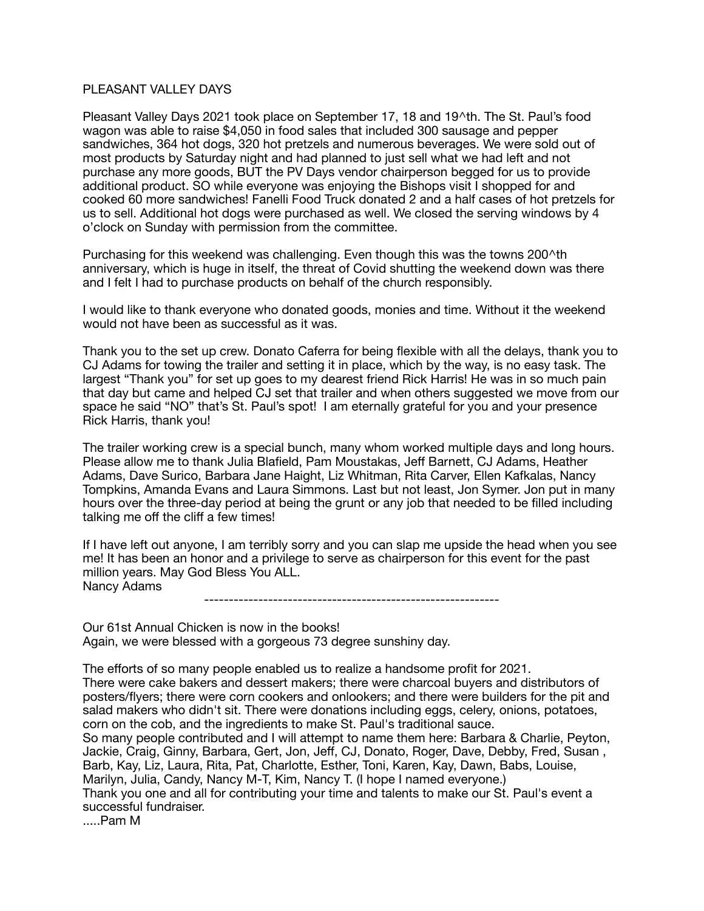PLEASANT VALLEY DAYS

Pleasant Valley Days 2021 took place on September 17, 18 and 19^th. The St. Paul's food wagon was able to raise $4,050 in food sales that included 300 sausage and pepper sandwiches, 364 hot dogs, 320 hot pretzels and numerous beverages. We were sold out of most products by Saturday night and had planned to just sell what we had left and not purchase any more goods, BUT the PV Days vendor chairperson begged for us to provide additional product. SO while everyone was enjoying the Bishops visit I shopped for and cooked 60 more sandwiches! Fanelli Food Truck donated 2 and a half cases of hot pretzels for us to sell. Additional hot dogs were purchased as well. We closed the serving windows by 4 o'clock on Sunday with permission from the committee.

Purchasing for this weekend was challenging. Even though this was the towns 200^th anniversary, which is huge in itself, the threat of Covid shutting the weekend down was there and I felt I had to purchase products on behalf of the church responsibly.

I would like to thank everyone who donated goods, monies and time. Without it the weekend would not have been as successful as it was.

Thank you to the set up crew. Donato Caferra for being flexible with all the delays, thank you to CJ Adams for towing the trailer and setting it in place, which by the way, is no easy task. The largest "Thank you" for set up goes to my dearest friend Rick Harris! He was in so much pain that day but came and helped CJ set that trailer and when others suggested we move from our space he said "NO" that's St. Paul's spot! I am eternally grateful for you and your presence Rick Harris, thank you!

The trailer working crew is a special bunch, many whom worked multiple days and long hours. Please allow me to thank Julia Blafield, Pam Moustakas, Jeff Barnett, CJ Adams, Heather Adams, Dave Surico, Barbara Jane Haight, Liz Whitman, Rita Carver, Ellen Kafkalas, Nancy Tompkins, Amanda Evans and Laura Simmons. Last but not least, Jon Symer. Jon put in many hours over the three-day period at being the grunt or any job that needed to be filled including talking me off the cliff a few times!

If I have left out anyone, I am terribly sorry and you can slap me upside the head when you see me! It has been an honor and a privilege to serve as chairperson for this event for the past million years. May God Bless You ALL.
Nancy Adams

---

Our 61st Annual Chicken is now in the books!
Again, we were blessed with a gorgeous 73 degree sunshiny day.

The efforts of so many people enabled us to realize a handsome profit for 2021.
There were cake bakers and dessert makers; there were charcoal buyers and distributors of posters/flyers; there were corn cookers and onlookers; and there were builders for the pit and salad makers who didn't sit. There were donations including eggs, celery, onions, potatoes, corn on the cob, and the ingredients to make St. Paul's traditional sauce.
So many people contributed and I will attempt to name them here: Barbara & Charlie, Peyton, Jackie, Craig, Ginny, Barbara, Gert, Jon, Jeff, CJ, Donato, Roger, Dave, Debby, Fred, Susan , Barb, Kay, Liz, Laura, Rita, Pat, Charlotte, Esther, Toni, Karen, Kay, Dawn, Babs, Louise, Marilyn, Julia, Candy, Nancy M-T, Kim, Nancy T. (I hope I named everyone.)
Thank you one and all for contributing your time and talents to make our St. Paul's event a successful fundraiser.
.....Pam M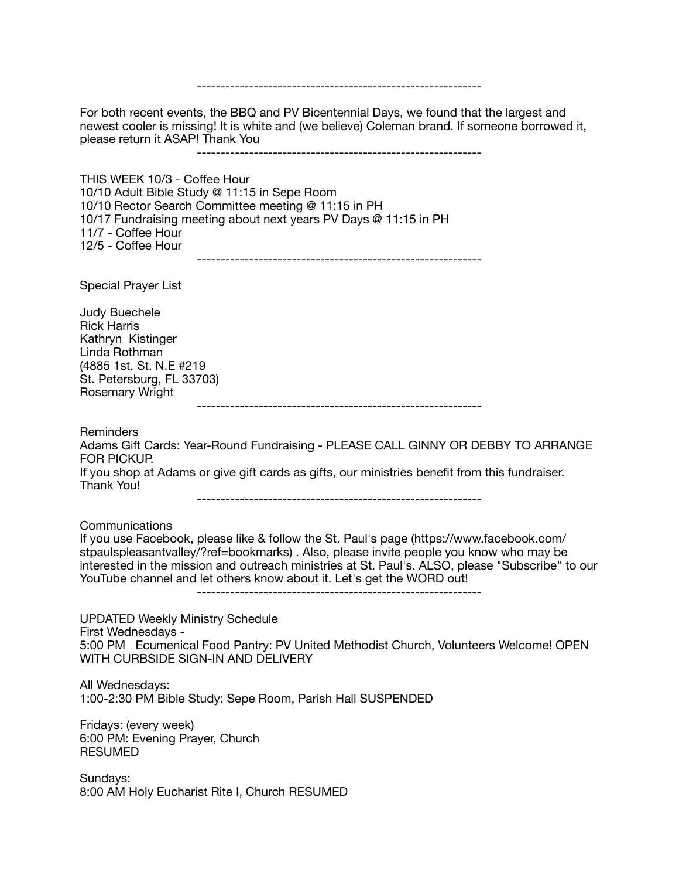---

For both recent events, the BBQ and PV Bicentennial Days, we found that the largest and newest cooler is missing! It is white and (we believe) Coleman brand. If someone borrowed it, please return it ASAP! Thank You

---

THIS WEEK 10/3 - Coffee Hour
10/10 Adult Bible Study @ 11:15 in Sepe Room
10/10 Rector Search Committee meeting @ 11:15 in PH
10/17 Fundraising meeting about next years PV Days @ 11:15 in PH
11/7 - Coffee Hour
12/5 - Coffee Hour

---

Special Prayer List

Judy Buechele
Rick Harris
Kathryn Kistinger
Linda Rothman
(4885 1st. St. N.E #219
St. Petersburg, FL 33703)
Rosemary Wright

---

Reminders
Adams Gift Cards: Year-Round Fundraising - PLEASE CALL GINNY OR DEBBY TO ARRANGE FOR PICKUP.
If you shop at Adams or give gift cards as gifts, our ministries benefit from this fundraiser. Thank You!

---

Communications
If you use Facebook, please like & follow the St. Paul's page (https://www.facebook.com/stpaulspleasantvalley/?ref=bookmarks) . Also, please invite people you know who may be interested in the mission and outreach ministries at St. Paul's. ALSO, please "Subscribe" to our YouTube channel and let others know about it. Let's get the WORD out!

---

UPDATED Weekly Ministry Schedule
First Wednesdays -
5:00 PM Ecumenical Food Pantry: PV United Methodist Church, Volunteers Welcome! OPEN WITH CURBSIDE SIGN-IN AND DELIVERY

All Wednesdays:
1:00-2:30 PM Bible Study: Sepe Room, Parish Hall SUSPENDED

Fridays: (every week)
6:00 PM: Evening Prayer, Church
RESUMED

Sundays:
8:00 AM Holy Eucharist Rite I, Church RESUMED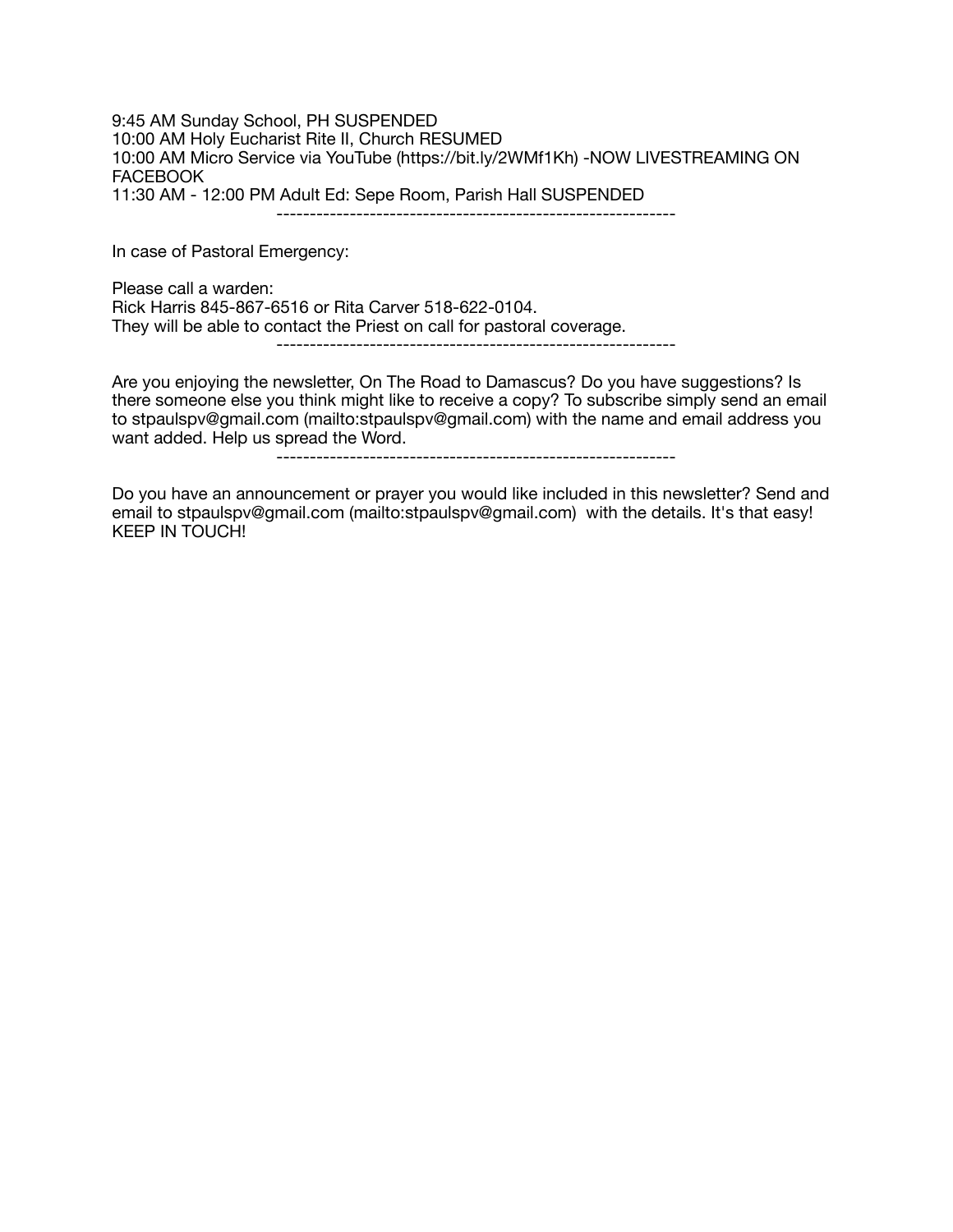9:45 AM Sunday School, PH SUSPENDED
10:00 AM Holy Eucharist Rite II, Church RESUMED
10:00 AM Micro Service via YouTube (https://bit.ly/2WMf1Kh) -NOW LIVESTREAMING ON FACEBOOK
11:30 AM - 12:00 PM Adult Ed: Sepe Room, Parish Hall SUSPENDED

------------------------------------------------------------

In case of Pastoral Emergency:

Please call a warden:
Rick Harris 845-867-6516 or Rita Carver 518-622-0104.
They will be able to contact the Priest on call for pastoral coverage.

------------------------------------------------------------

Are you enjoying the newsletter, On The Road to Damascus? Do you have suggestions? Is there someone else you think might like to receive a copy? To subscribe simply send an email to stpaulspv@gmail.com (mailto:stpaulspv@gmail.com) with the name and email address you want added. Help us spread the Word.

------------------------------------------------------------

Do you have an announcement or prayer you would like included in this newsletter? Send and email to stpaulspv@gmail.com (mailto:stpaulspv@gmail.com) with the details. It's that easy!
KEEP IN TOUCH!